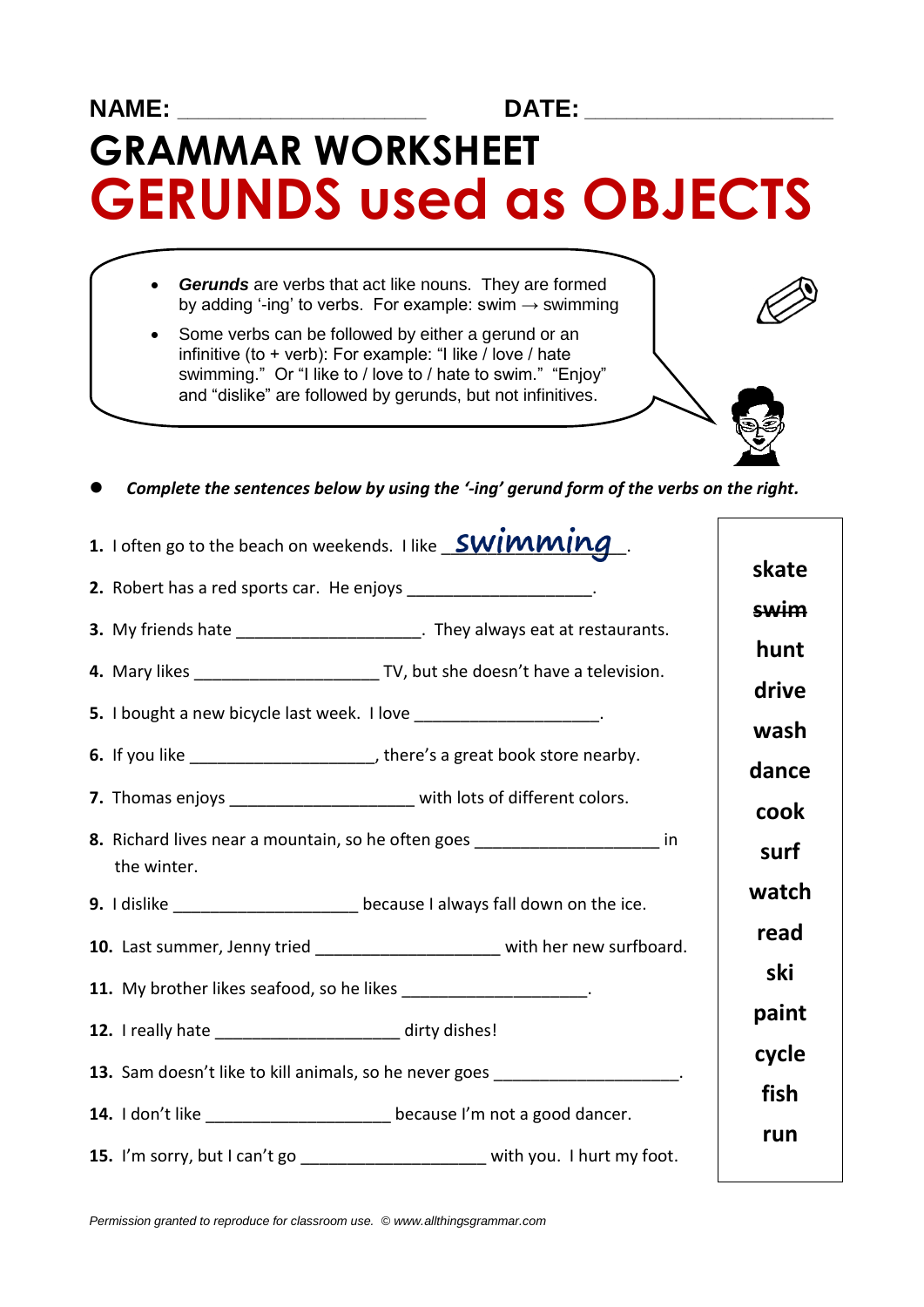NAME: ____________________ DATE: ____________________

# GRAMMAR WORKSHEET
# GERUNDS used as OBJECTS

- ***Gerunds*** are verbs that act like nouns. They are formed by adding '-ing' to verbs. For example: swim → swimming
- Some verbs can be followed by either a gerund or an infinitive (to + verb): For example: "I like / love / hate swimming." Or "I like to / love to / hate to swim." "Enjoy" and "dislike" are followed by gerunds, but not infinitives.

- ***Complete the sentences below by using the '-ing' gerund form of the verbs on the right.***

1. I often go to the beach on weekends. I like _swimming_.
2. Robert has a red sports car. He enjoys ____________________.
3. My friends hate ____________________. They always eat at restaurants.
4. Mary likes ____________________ TV, but she doesn't have a television.
5. I bought a new bicycle last week. I love ____________________.
6. If you like ____________________, there's a great book store nearby.
7. Thomas enjoys ____________________ with lots of different colors.
8. Richard lives near a mountain, so he often goes ____________________ in the winter.
9. I dislike ____________________ because I always fall down on the ice.
10. Last summer, Jenny tried ____________________ with her new surfboard.
11. My brother likes seafood, so he likes ____________________.
12. I really hate ____________________ dirty dishes!
13. Sam doesn't like to kill animals, so he never goes ____________________.
14. I don't like ____________________ because I'm not a good dancer.
15. I'm sorry, but I can't go ____________________ with you. I hurt my foot.

| |
|---|
| **skate** |
| **~~swim~~** |
| **hunt** |
| **drive** |
| **wash** |
| **dance** |
| **cook** |
| **surf** |
| **watch** |
| **read** |
| **ski** |
| **paint** |
| **cycle** |
| **fish** |
| **run** |

*Permission granted to reproduce for classroom use. © www.allthingsgrammar.com*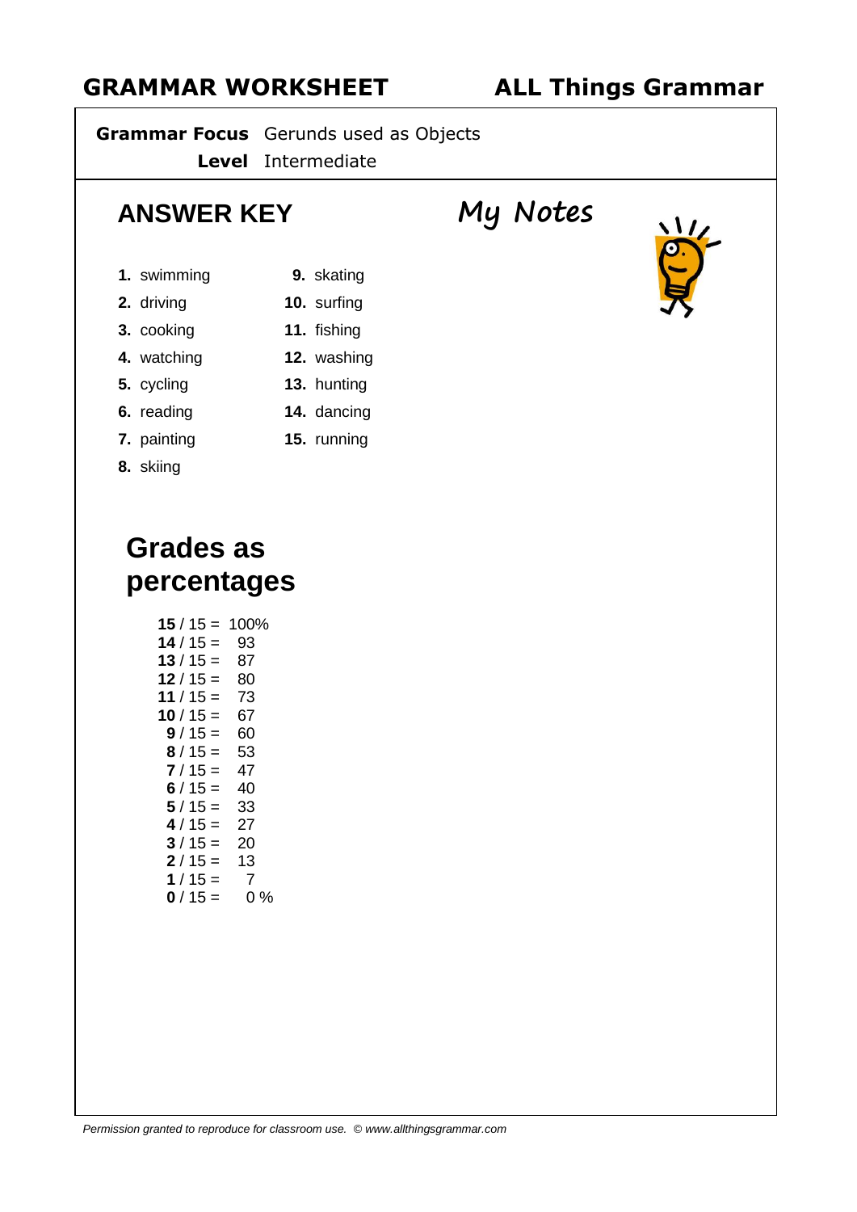# GRAMMAR WORKSHEET

# ALL Things Grammar

**Grammar Focus** Gerunds used as Objects
**Level** Intermediate

## ANSWER KEY

*My Notes*

1. swimming
2. driving
3. cooking
4. watching
5. cycling
6. reading
7. painting
8. skiing
9. skating
10. surfing
11. fishing
12. washing
13. hunting
14. dancing
15. running

## Grades as percentages

**15** / 15 = 100%
**14** / 15 = 93
**13** / 15 = 87
**12** / 15 = 80
**11** / 15 = 73
**10** / 15 = 67
**9** / 15 = 60
**8** / 15 = 53
**7** / 15 = 47
**6** / 15 = 40
**5** / 15 = 33
**4** / 15 = 27
**3** / 15 = 20
**2** / 15 = 13
**1** / 15 = 7
**0** / 15 = 0 %

*Permission granted to reproduce for classroom use. © www.allthingsgrammar.com*